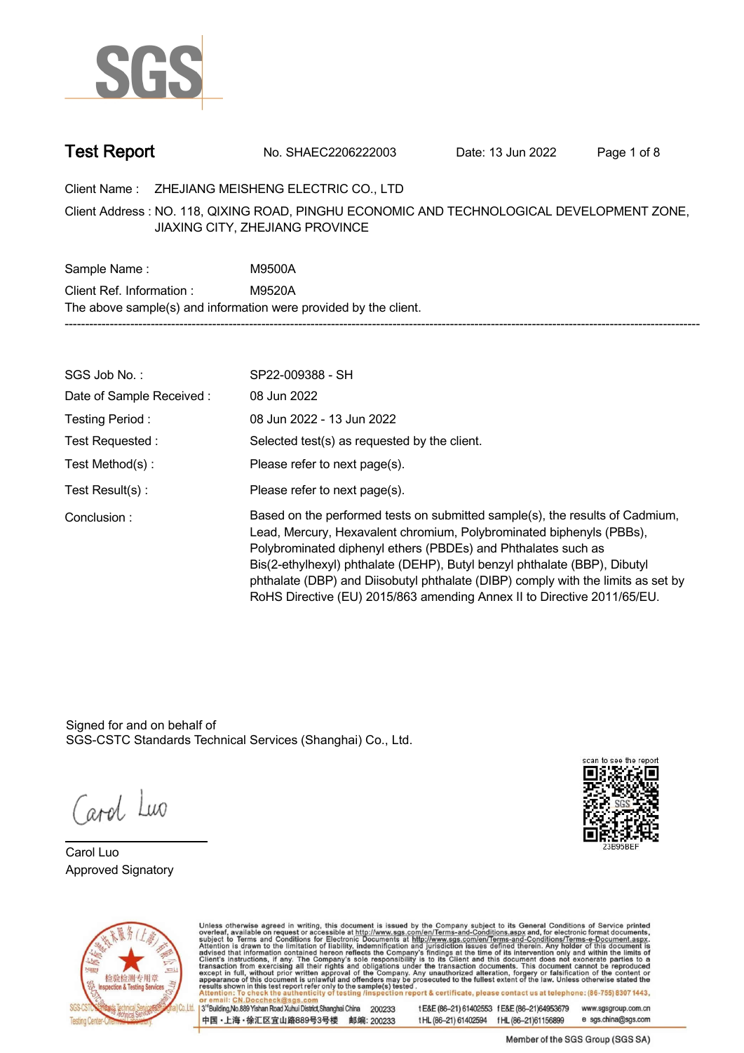# Test Report

No. SHAEC2206222003 Date: 13 Jun 2022

Client Name : ZHEJIANG MEISHENG ELECTRIC CO., LTD

Client Address : NO. 118, QIXING ROAD, PINGHU ECONOMIC AND TECHNOLOGICAL DEVELOPMENT ZONE, JIAXING CITY, ZHEJIANG PROVINCE

Sample Name : M9500A

Client Ref. Information : M9520A

The above sample(s) and information were provided by the client.

---

SGS Job No. : SP22-009388 - SH

Date of Sample Received : 08 Jun 2022

Testing Period : 08 Jun 2022 - 13 Jun 2022

Test Requested : Selected test(s) as requested by the client.

Test Method(s) : Please refer to next page(s).

Test Result(s) : Please refer to next page(s).

Conclusion : Based on the performed tests on submitted sample(s), the results of Cadmium, Lead, Mercury, Hexavalent chromium, Polybrominated biphenyls (PBBs), Polybrominated diphenyl ethers (PBDEs) and Phthalates such as Bis(2-ethylhexyl) phthalate (DEHP), Butyl benzyl phthalate (BBP), Dibutyl phthalate (DBP) and Diisobutyl phthalate (DIBP) comply with the limits as set by RoHS Directive (EU) 2015/863 amending Annex II to Directive 2011/65/EU.

Signed for and on behalf of
SGS-CSTC Standards Technical Services (Shanghai) Co., Ltd.

Carol Luo
Approved Signatory

scan to see the report
23E95BEF

Unless otherwise agreed in writing, this document is issued by the Company subject to its General Conditions of Service printed overleaf, available on request or accessible at http://www.sgs.com/en/Terms-and-Conditions.aspx and, for electronic format documents, subject to Terms and Conditions for Electronic Documents at http://www.sgs.com/en/Terms-and-Conditions/Terms-e-Document.aspx. Attention is drawn to the limitation of liability, indemnification and jurisdiction issues defined therein. Any holder of this document is advised that information contained hereon reflects the Company's findings at the time of its intervention only and within the limits of Client's instructions, if any. The Company's sole responsibility is to its Client and this document does not exonerate parties to a transaction from exercising all their rights and obligations under the transaction documents. This document cannot be reproduced except in full, without prior written approval of the Company. Any unauthorized alteration, forgery or falsification of the content or appearance of this document is unlawful and offenders may be prosecuted to the fullest extent of the law. Unless otherwise stated the results shown in this test report refer only to the sample(s) tested.

Attention: To check the authenticity of testing /inspection report & certificate, please contact us at telephone: (86-755) 8307 1443, or email: CN.Doccheck@sgs.com

3rd Building,No.889 Yishan Road Xuhui District,Shanghai China 200233 t E&E (86–21) 61402553 f E&E (86–21)64953679 www.sgsgroup.com.cn
中国・上海・徐汇区宜山路889号3号楼 邮编: 200233 t HL (86–21) 61402594 f HL (86–21)61156899 e sgs.china@sgs.com

Member of the SGS Group (SGS SA)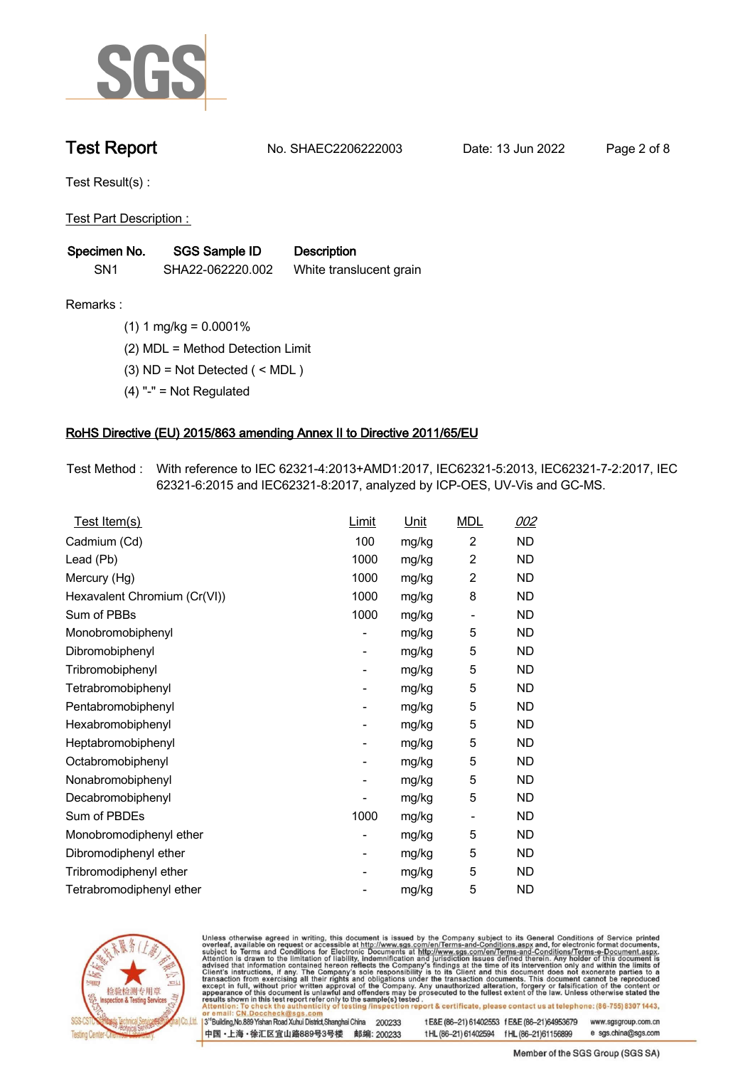# Test Report

No. SHAEC2206222003 Date: 13 Jun 2022

Test Result(s) :

Test Part Description :

| Specimen No. | SGS Sample ID | Description |
|---|---|---|
| SN1 | SHA22-062220.002 | White translucent grain |

Remarks :

(1) 1 mg/kg = 0.0001%

(2) MDL = Method Detection Limit

(3) ND = Not Detected ( < MDL )

(4) "-" = Not Regulated

## RoHS Directive (EU) 2015/863 amending Annex II to Directive 2011/65/EU

Test Method : With reference to IEC 62321-4:2013+AMD1:2017, IEC62321-5:2013, IEC62321-7-2:2017, IEC 62321-6:2015 and IEC62321-8:2017, analyzed by ICP-OES, UV-Vis and GC-MS.

| Test Item(s) | Limit | Unit | MDL | 002 |
|---|---|---|---|---|
| Cadmium (Cd) | 100 | mg/kg | 2 | ND |
| Lead (Pb) | 1000 | mg/kg | 2 | ND |
| Mercury (Hg) | 1000 | mg/kg | 2 | ND |
| Hexavalent Chromium (Cr(VI)) | 1000 | mg/kg | 8 | ND |
| Sum of PBBs | 1000 | mg/kg | - | ND |
| Monobromobiphenyl | - | mg/kg | 5 | ND |
| Dibromobiphenyl | - | mg/kg | 5 | ND |
| Tribromobiphenyl | - | mg/kg | 5 | ND |
| Tetrabromobiphenyl | - | mg/kg | 5 | ND |
| Pentabromobiphenyl | - | mg/kg | 5 | ND |
| Hexabromobiphenyl | - | mg/kg | 5 | ND |
| Heptabromobiphenyl | - | mg/kg | 5 | ND |
| Octabromobiphenyl | - | mg/kg | 5 | ND |
| Nonabromobiphenyl | - | mg/kg | 5 | ND |
| Decabromobiphenyl | - | mg/kg | 5 | ND |
| Sum of PBDEs | 1000 | mg/kg | - | ND |
| Monobromodiphenyl ether | - | mg/kg | 5 | ND |
| Dibromodiphenyl ether | - | mg/kg | 5 | ND |
| Tribromodiphenyl ether | - | mg/kg | 5 | ND |
| Tetrabromodiphenyl ether | - | mg/kg | 5 | ND |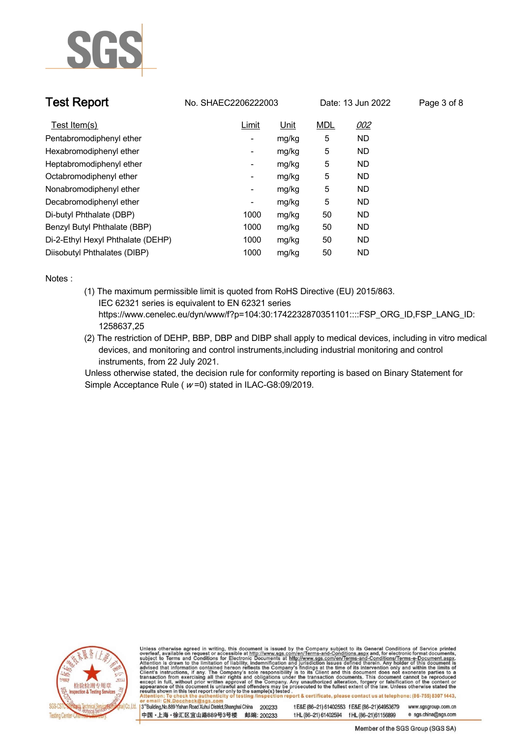| Test Item(s) | Limit | Unit | MDL | *002* |
|---|---|---|---|---|
| Pentabromodiphenyl ether | - | mg/kg | 5 | ND |
| Hexabromodiphenyl ether | - | mg/kg | 5 | ND |
| Heptabromodiphenyl ether | - | mg/kg | 5 | ND |
| Octabromodiphenyl ether | - | mg/kg | 5 | ND |
| Nonabromodiphenyl ether | - | mg/kg | 5 | ND |
| Decabromodiphenyl ether | - | mg/kg | 5 | ND |
| Di-butyl Phthalate (DBP) | 1000 | mg/kg | 50 | ND |
| Benzyl Butyl Phthalate (BBP) | 1000 | mg/kg | 50 | ND |
| Di-2-Ethyl Hexyl Phthalate (DEHP) | 1000 | mg/kg | 50 | ND |
| Diisobutyl Phthalates (DIBP) | 1000 | mg/kg | 50 | ND |

Notes :

(1) The maximum permissible limit is quoted from RoHS Directive (EU) 2015/863.
IEC 62321 series is equivalent to EN 62321 series
https://www.cenelec.eu/dyn/www/f?p=104:30:1742232870351101::::FSP_ORG_ID,FSP_LANG_ID:1258637,25

(2) The restriction of DEHP, BBP, DBP and DIBP shall apply to medical devices, including in vitro medical devices, and monitoring and control instruments,including industrial monitoring and control instruments, from 22 July 2021.

Unless otherwise stated, the decision rule for conformity reporting is based on Binary Statement for Simple Acceptance Rule ( $w$ =0) stated in ILAC-G8:09/2019.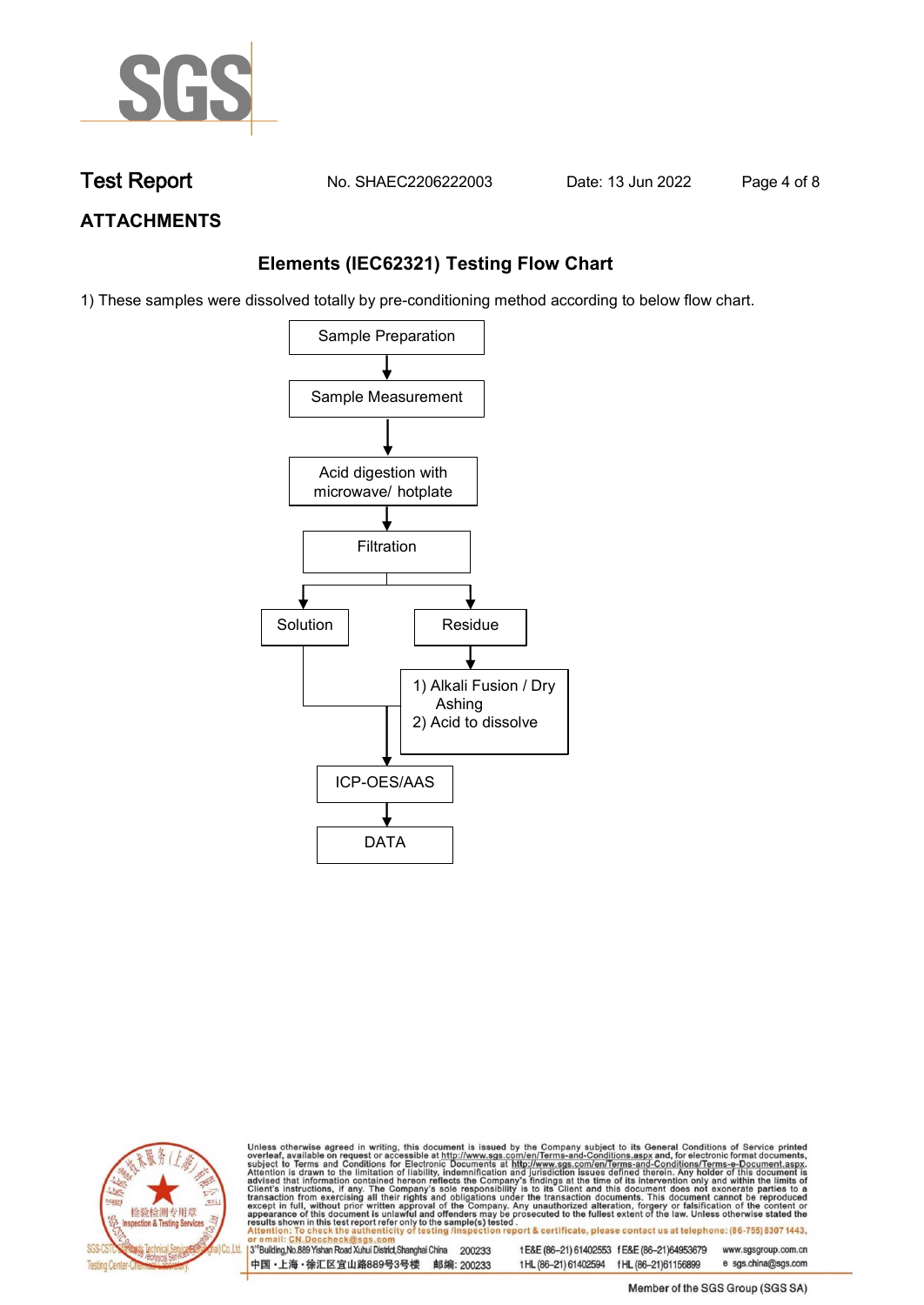**Test Report** No. SHAEC2206222003 Date: 13 Jun 2022

## ATTACHMENTS

### Elements (IEC62321) Testing Flow Chart

1) These samples were dissolved totally by pre-conditioning method according to below flow chart.

Sample Preparation

Sample Measurement

Acid digestion with microwave/ hotplate

Filtration

Solution

Residue

1) Alkali Fusion / Dry Ashing
2) Acid to dissolve

ICP-OES/AAS

DATA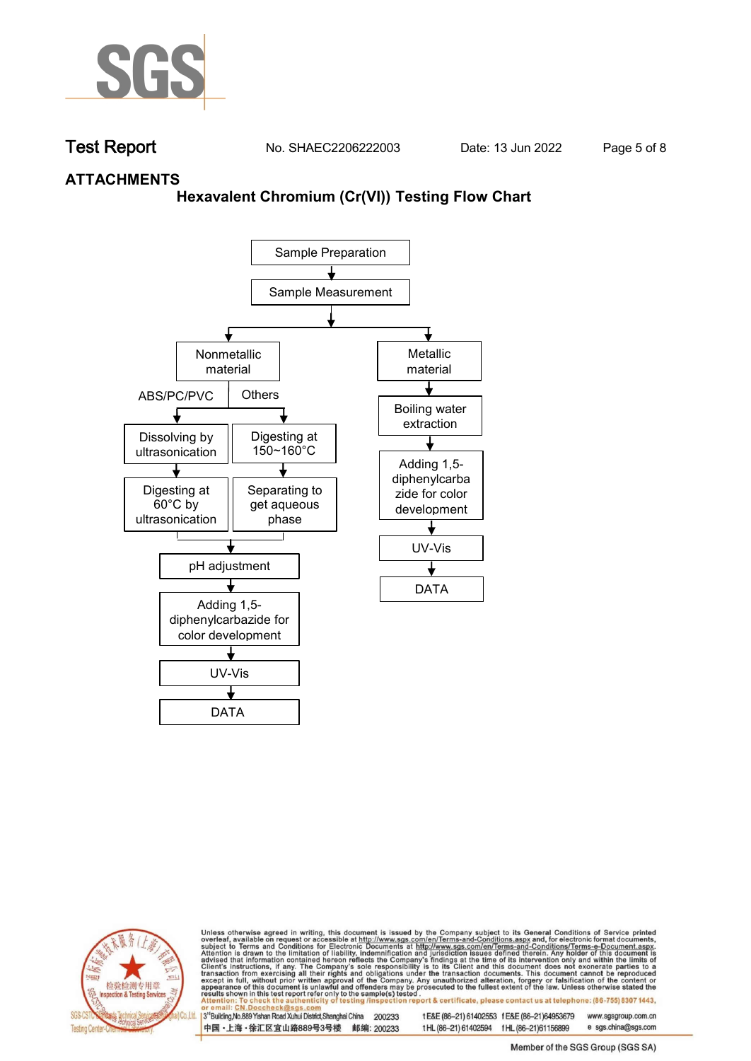## ATTACHMENTS

### Hexavalent Chromium (Cr(VI)) Testing Flow Chart

Sample Preparation

Sample Measurement

Nonmetallic material

ABS/PC/PVC

Others

Dissolving by ultrasonication

Digesting at 60°C by ultrasonication

Digesting at 150~160°C

Separating to get aqueous phase

pH adjustment

Adding 1,5-diphenylcarbazide for color development

UV-Vis

DATA

Metallic material

Boiling water extraction

Adding 1,5-diphenylcarbazide for color development

UV-Vis

DATA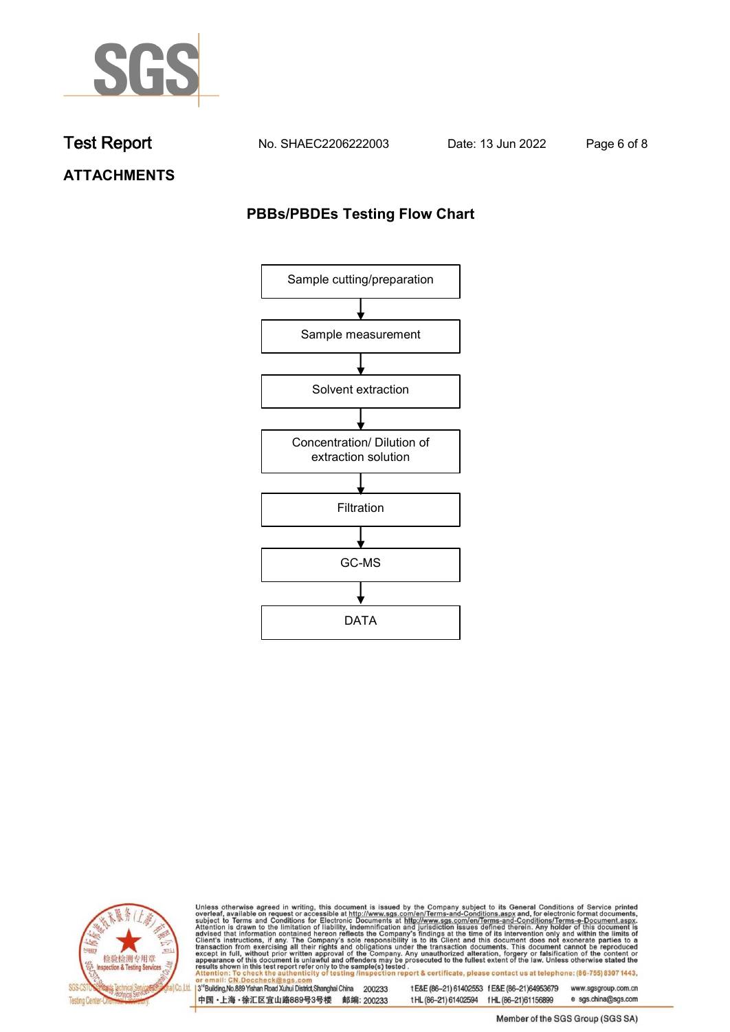# Test Report

No. SHAEC2206222003 Date: 13 Jun 2022

## ATTACHMENTS

### PBBs/PBDEs Testing Flow Chart

Sample cutting/preparation

↓

Sample measurement

↓

Solvent extraction

↓

Concentration/ Dilution of extraction solution

↓

Filtration

↓

GC-MS

↓

DATA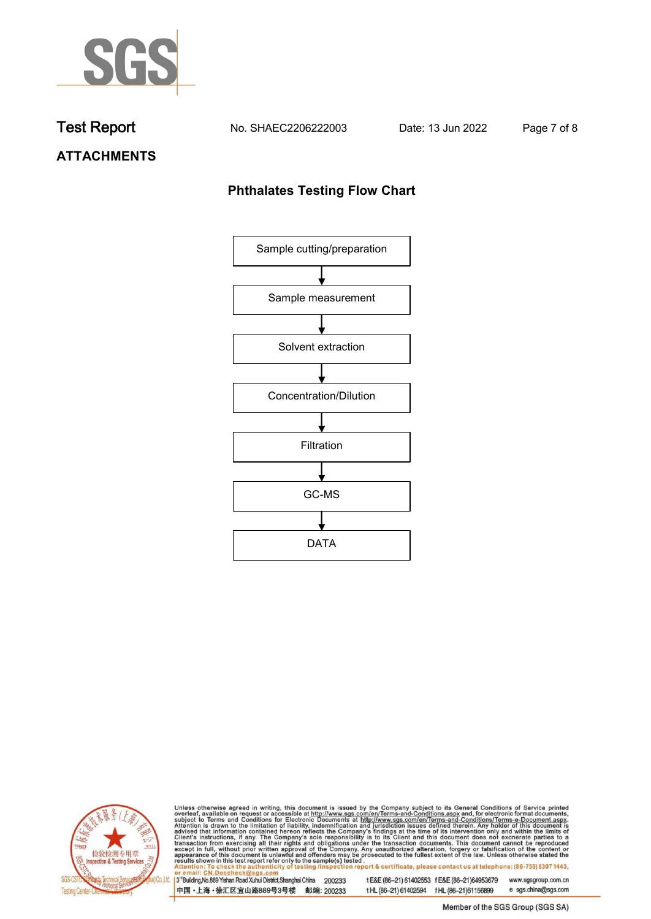**Test Report** No. SHAEC2206222003 Date: 13 Jun 2022

## ATTACHMENTS

### Phthalates Testing Flow Chart

Sample cutting/preparation

Sample measurement

Solvent extraction

Concentration/Dilution

Filtration

GC-MS

DATA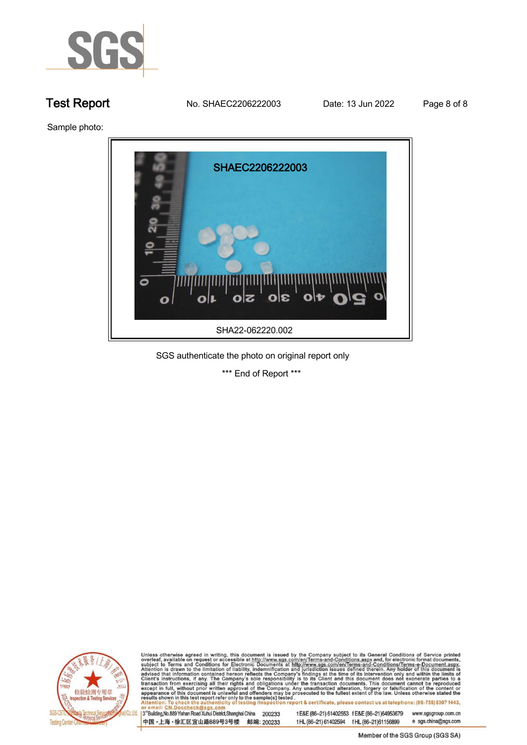Sample photo:

SHAEC2206222003

SHA22-062220.002

SGS authenticate the photo on original report only

\*\*\* End of Report \*\*\*